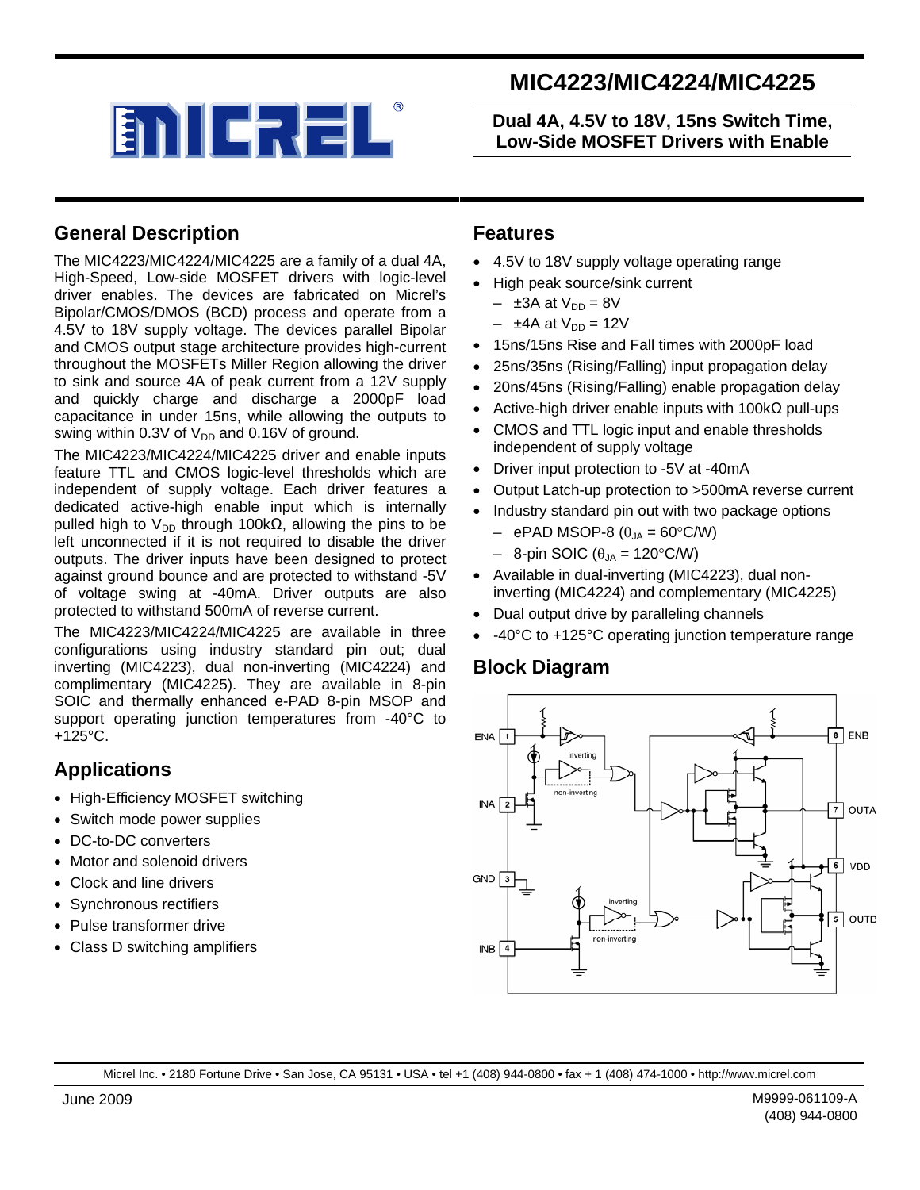# MIC4223/MIC4224/MIC4225

**Dual 4A, 4.5V to 18V, 15ns Switch Time, Low-Side MOSFET Drivers with Enable**

## General Description

The MIC4223/MIC4224/MIC4225 are a family of a dual 4A, High-Speed, Low-side MOSFET drivers with logic-level driver enables. The devices are fabricated on Micrel's Bipolar/CMOS/DMOS (BCD) process and operate from a 4.5V to 18V supply voltage. The devices parallel Bipolar and CMOS output stage architecture provides high-current throughout the MOSFETs Miller Region allowing the driver to sink and source 4A of peak current from a 12V supply and quickly charge and discharge a 2000pF load capacitance in under 15ns, while allowing the outputs to swing within 0.3V of $V_{DD}$ and 0.16V of ground.

The MIC4223/MIC4224/MIC4225 driver and enable inputs feature TTL and CMOS logic-level thresholds which are independent of supply voltage. Each driver features a dedicated active-high enable input which is internally pulled high to $V_{DD}$ through 100kΩ, allowing the pins to be left unconnected if it is not required to disable the driver outputs. The driver inputs have been designed to protect against ground bounce and are protected to withstand -5V of voltage swing at -40mA. Driver outputs are also protected to withstand 500mA of reverse current.

The MIC4223/MIC4224/MIC4225 are available in three configurations using industry standard pin out; dual inverting (MIC4223), dual non-inverting (MIC4224) and complimentary (MIC4225). They are available in 8-pin SOIC and thermally enhanced e-PAD 8-pin MSOP and support operating junction temperatures from -40°C to +125°C.

## Applications

- High-Efficiency MOSFET switching
- Switch mode power supplies
- DC-to-DC converters
- Motor and solenoid drivers
- Clock and line drivers
- Synchronous rectifiers
- Pulse transformer drive
- Class D switching amplifiers

## Features

- 4.5V to 18V supply voltage operating range
- High peak source/sink current
  - ±3A at $V_{DD}$ = 8V
  - ±4A at $V_{DD}$ = 12V
- 15ns/15ns Rise and Fall times with 2000pF load
- 25ns/35ns (Rising/Falling) input propagation delay
- 20ns/45ns (Rising/Falling) enable propagation delay
- Active-high driver enable inputs with 100kΩ pull-ups
- CMOS and TTL logic input and enable thresholds independent of supply voltage
- Driver input protection to -5V at -40mA
- Output Latch-up protection to >500mA reverse current
- Industry standard pin out with two package options
  - ePAD MSOP-8 ($\theta_{JA}$ = 60°C/W)
  - 8-pin SOIC ($\theta_{JA}$ = 120°C/W)
- Available in dual-inverting (MIC4223), dual non-inverting (MIC4224) and complementary (MIC4225)
- Dual output drive by paralleling channels
- -40°C to +125°C operating junction temperature range

## Block Diagram

Micrel Inc. • 2180 Fortune Drive • San Jose, CA 95131 • USA • tel +1 (408) 944-0800 • fax + 1 (408) 474-1000 • http://www.micrel.com

June 2009

M9999-061109-A
(408) 944-0800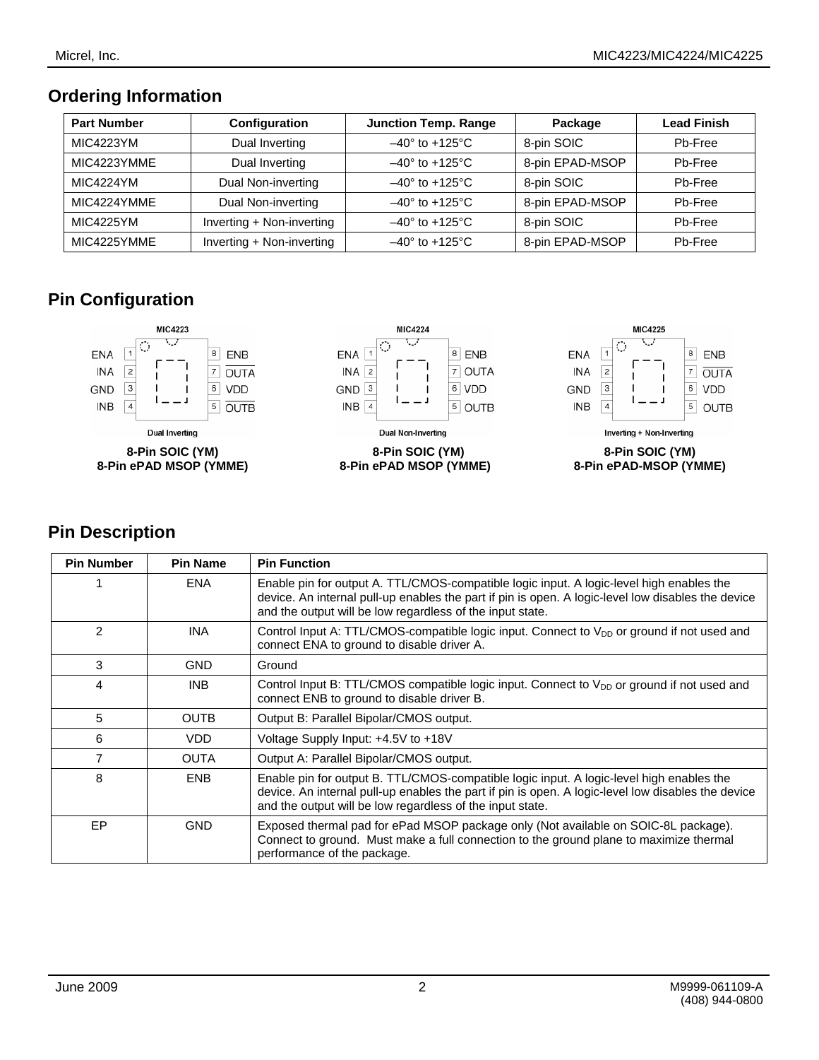## Ordering Information

| Part Number | Configuration | Junction Temp. Range | Package | Lead Finish |
|---|---|---|---|---|
| MIC4223YM | Dual Inverting | –40° to +125°C | 8-pin SOIC | Pb-Free |
| MIC4223YMME | Dual Inverting | –40° to +125°C | 8-pin EPAD-MSOP | Pb-Free |
| MIC4224YM | Dual Non-inverting | –40° to +125°C | 8-pin SOIC | Pb-Free |
| MIC4224YMME | Dual Non-inverting | –40° to +125°C | 8-pin EPAD-MSOP | Pb-Free |
| MIC4225YM | Inverting + Non-inverting | –40° to +125°C | 8-pin SOIC | Pb-Free |
| MIC4225YMME | Inverting + Non-inverting | –40° to +125°C | 8-pin EPAD-MSOP | Pb-Free |

## Pin Configuration

MIC4223

ENA 1 | 8 ENB
INA 2 | 7 $\overline{OUTA}$
GND 3 | 6 VDD
INB 4 | 5 $\overline{OUTB}$

Dual Inverting

**8-Pin SOIC (YM)**
**8-Pin ePAD MSOP (YMME)**

MIC4224

ENA 1 | 8 ENB
INA 2 | 7 OUTA
GND 3 | 6 VDD
INB 4 | 5 OUTB

Dual Non-Inverting

**8-Pin SOIC (YM)**
**8-Pin ePAD MSOP (YMME)**

MIC4225

ENA 1 | 8 ENB
INA 2 | 7 $\overline{OUTA}$
GND 3 | 6 VDD
INB 4 | 5 OUTB

Inverting + Non-Inverting

**8-Pin SOIC (YM)**
**8-Pin ePAD-MSOP (YMME)**

## Pin Description

| Pin Number | Pin Name | Pin Function |
|---|---|---|
| 1 | ENA | Enable pin for output A. TTL/CMOS-compatible logic input. A logic-level high enables the device. An internal pull-up enables the part if pin is open. A logic-level low disables the device and the output will be low regardless of the input state. |
| 2 | INA | Control Input A: TTL/CMOS-compatible logic input. Connect to $V_{DD}$ or ground if not used and connect ENA to ground to disable driver A. |
| 3 | GND | Ground |
| 4 | INB | Control Input B: TTL/CMOS compatible logic input. Connect to $V_{DD}$ or ground if not used and connect ENB to ground to disable driver B. |
| 5 | OUTB | Output B: Parallel Bipolar/CMOS output. |
| 6 | VDD | Voltage Supply Input: +4.5V to +18V |
| 7 | OUTA | Output A: Parallel Bipolar/CMOS output. |
| 8 | ENB | Enable pin for output B. TTL/CMOS-compatible logic input. A logic-level high enables the device. An internal pull-up enables the part if pin is open. A logic-level low disables the device and the output will be low regardless of the input state. |
| EP | GND | Exposed thermal pad for ePad MSOP package only (Not available on SOIC-8L package). Connect to ground. Must make a full connection to the ground plane to maximize thermal performance of the package. |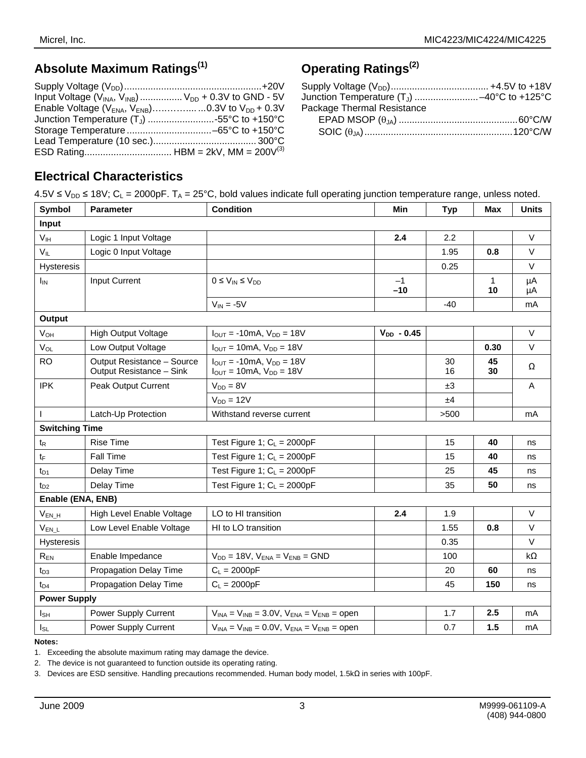## Absolute Maximum Ratings[1]

Supply Voltage ($V_{DD}$) .................................................... +20V
Input Voltage ($V_{INA}$, $V_{INB}$) ................ $V_{DD}$ + 0.3V to GND - 5V
Enable Voltage ($V_{ENA}$, $V_{ENB}$)…………....... 0.3V to $V_{DD}$ + 0.3V
Junction Temperature ($T_J$) .........................-55°C to +150°C
Storage Temperature ................................–65°C to +150°C
Lead Temperature (10 sec.)....................................... 300°C
ESD Rating................................. HBM = 2kV, MM = 200V[3]

## Operating Ratings[2]

Supply Voltage ($V_{DD}$)..................................... +4.5V to +18V
Junction Temperature ($T_J$) ........................–40°C to +125°C
Package Thermal Resistance
EPAD MSOP ($\theta_{JA}$) .............................................60°C/W
SOIC ($\theta_{JA}$)........................................................120°C/W

## Electrical Characteristics

4.5V ≤ $V_{DD}$ ≤ 18V; $C_L$ = 2000pF. $T_A$ = 25°C, bold values indicate full operating junction temperature range, unless noted.

| Symbol | Parameter | Condition | Min | Typ | Max | Units |
|---|---|---|---|---|---|---|
| **Input** | | | | | | |
| $V_{IH}$ | Logic 1 Input Voltage | | **2.4** | 2.2 | | V |
| $V_{IL}$ | Logic 0 Input Voltage | | | 1.95 | **0.8** | V |
| Hysteresis | | | | 0.25 | | V |
| $I_{IN}$ | Input Current | $0 \le V_{IN} \le V_{DD}$ | –1<br>**–10** | | 1<br>**10** | µA<br>µA |
| | | $V_{IN}$ = -5V | | -40 | | mA |
| **Output** | | | | | | |
| $V_{OH}$ | High Output Voltage | $I_{OUT}$ = -10mA, $V_{DD}$ = 18V | **$V_{DD}$ - 0.45** | | | V |
| $V_{OL}$ | Low Output Voltage | $I_{OUT}$ = 10mA, $V_{DD}$ = 18V | | | **0.30** | V |
| RO | Output Resistance – Source<br>Output Resistance – Sink | $I_{OUT}$ = -10mA, $V_{DD}$ = 18V<br>$I_{OUT}$ = 10mA, $V_{DD}$ = 18V | | 30<br>16 | **45**<br>**30** | Ω |
| IPK | Peak Output Current | $V_{DD}$ = 8V | | ±3 | | A |
| | | $V_{DD}$ = 12V | | ±4 | | |
| I | Latch-Up Protection | Withstand reverse current | | >500 | | mA |
| **Switching Time** | | | | | | |
| $t_R$ | Rise Time | Test Figure 1; $C_L$ = 2000pF | | 15 | **40** | ns |
| $t_F$ | Fall Time | Test Figure 1; $C_L$ = 2000pF | | 15 | **40** | ns |
| $t_{D1}$ | Delay Time | Test Figure 1; $C_L$ = 2000pF | | 25 | **45** | ns |
| $t_{D2}$ | Delay Time | Test Figure 1; $C_L$ = 2000pF | | 35 | **50** | ns |
| **Enable (ENA, ENB)** | | | | | | |
| $V_{EN\_H}$ | High Level Enable Voltage | LO to HI transition | **2.4** | 1.9 | | V |
| $V_{EN\_L}$ | Low Level Enable Voltage | HI to LO transition | | 1.55 | **0.8** | V |
| Hysteresis | | | | 0.35 | | V |
| $R_{EN}$ | Enable Impedance | $V_{DD}$ = 18V, $V_{ENA}$ = $V_{ENB}$ = GND | | 100 | | kΩ |
| $t_{D3}$ | Propagation Delay Time | $C_L$ = 2000pF | | 20 | **60** | ns |
| $t_{D4}$ | Propagation Delay Time | $C_L$ = 2000pF | | 45 | **150** | ns |
| **Power Supply** | | | | | | |
| $I_{SH}$ | Power Supply Current | $V_{INA}$ = $V_{INB}$ = 3.0V, $V_{ENA}$ = $V_{ENB}$ = open | | 1.7 | **2.5** | mA |
| $I_{SL}$ | Power Supply Current | $V_{INA}$ = $V_{INB}$ = 0.0V, $V_{ENA}$ = $V_{ENB}$ = open | | 0.7 | **1.5** | mA |

**Notes:**

1. Exceeding the absolute maximum rating may damage the device.
2. The device is not guaranteed to function outside its operating rating.
3. Devices are ESD sensitive. Handling precautions recommended. Human body model, 1.5kΩ in series with 100pF.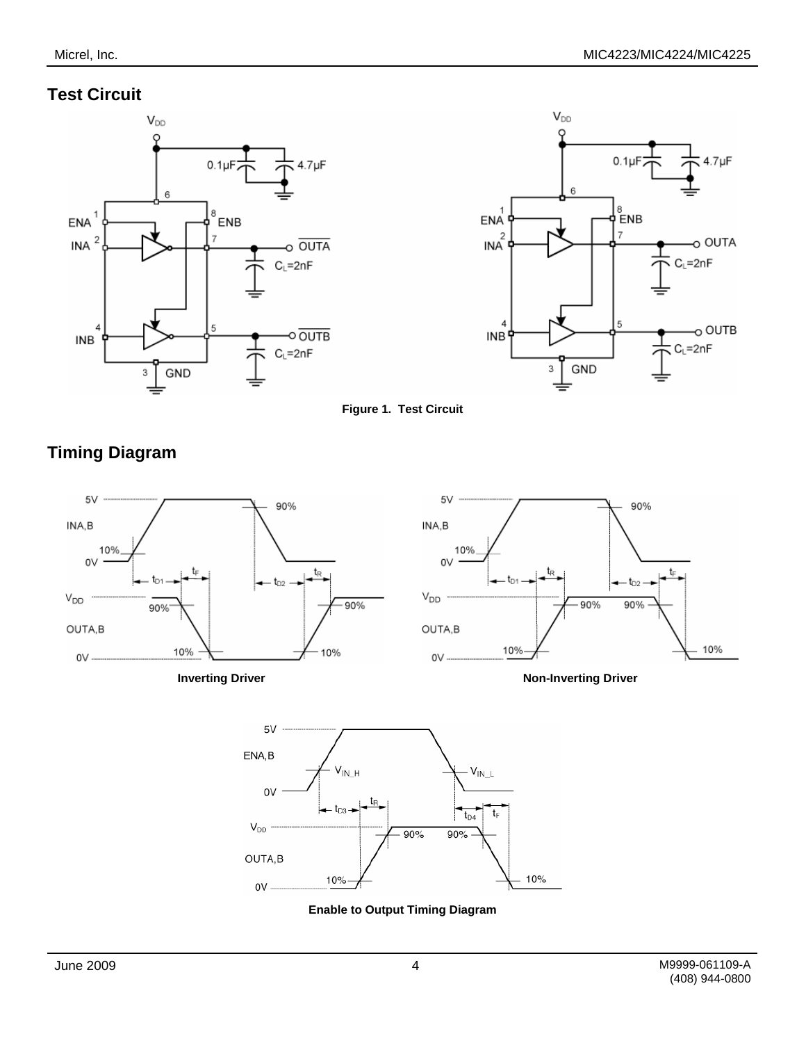## Test Circuit

**Figure 1. Test Circuit**

## Timing Diagram

**Inverting Driver**

**Non-Inverting Driver**

**Enable to Output Timing Diagram**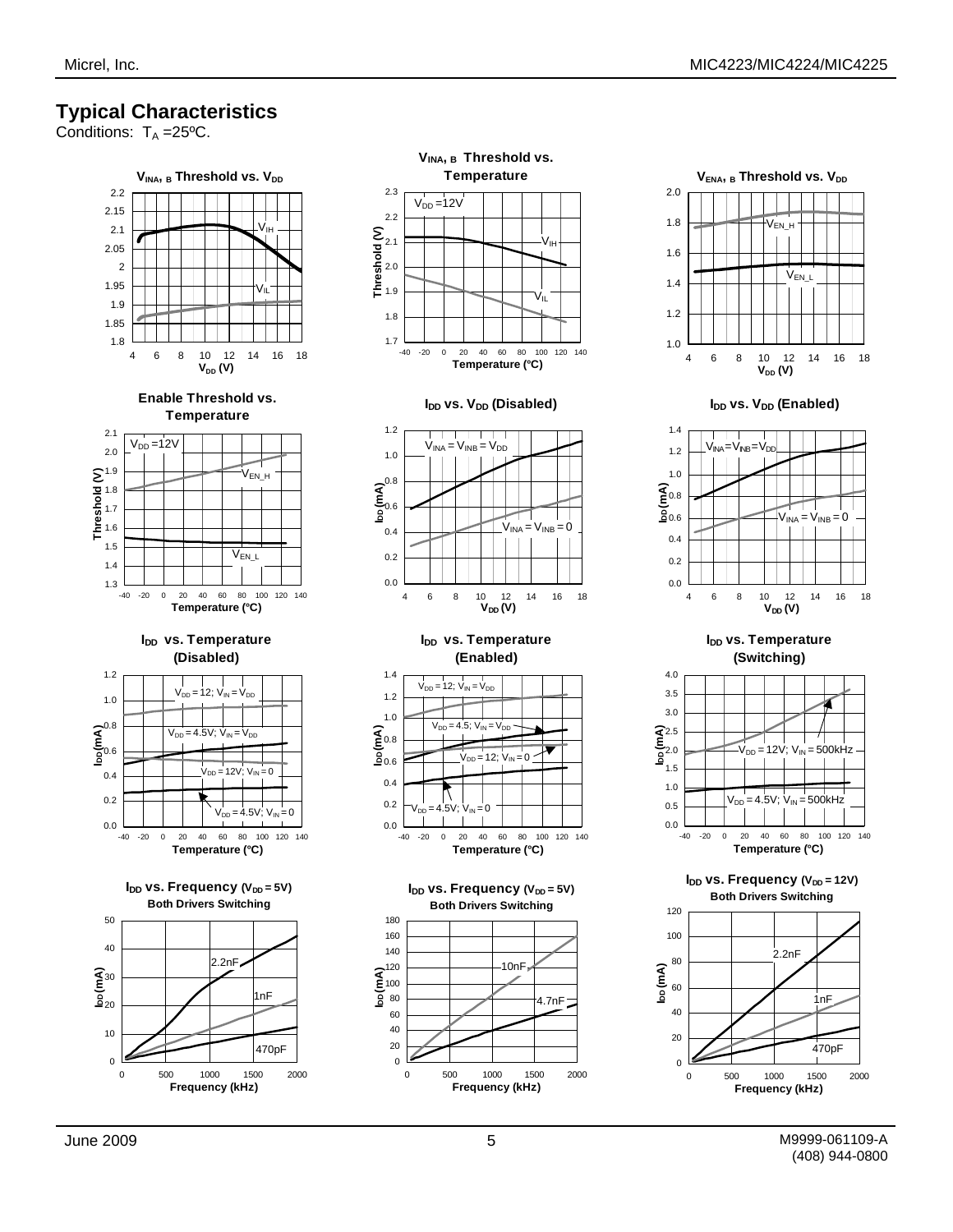## Typical Characteristics

Conditions: $T_A$ = 25ºC.

**$V_{INA, B}$ Threshold vs. $V_{DD}$**

**$V_{INA, B}$ Threshold vs. Temperature**

**$V_{ENA, B}$ Threshold vs. $V_{DD}$**

**Enable Threshold vs. Temperature**

**$I_{DD}$ vs. $V_{DD}$ (Disabled)**

**$I_{DD}$ vs. $V_{DD}$ (Enabled)**

**$I_{DD}$ vs. Temperature (Disabled)**

**$I_{DD}$ vs. Temperature (Enabled)**

**$I_{DD}$ vs. Temperature (Switching)**

**$I_{DD}$ vs. Frequency ($V_{DD}$ = 5V) Both Drivers Switching**

**$I_{DD}$ vs. Frequency ($V_{DD}$ = 5V) Both Drivers Switching**

**$I_{DD}$ vs. Frequency ($V_{DD}$ = 12V) Both Drivers Switching**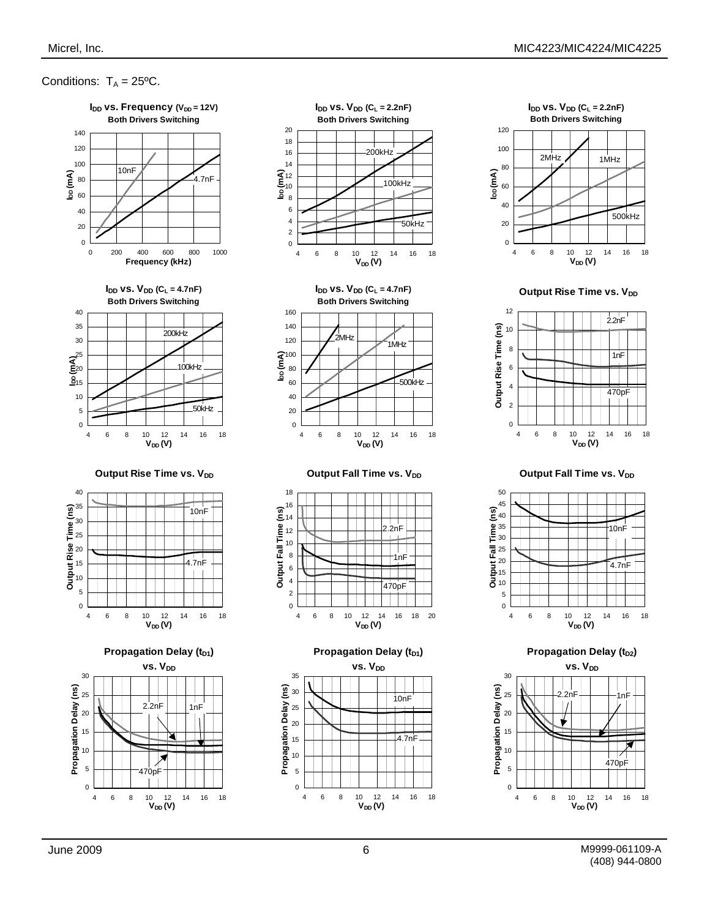Conditions: $T_A = 25ºC$.

**$I_{DD}$ vs. Frequency ($V_{DD}$ = 12V)**
**Both Drivers Switching**

**$I_{DD}$ vs. $V_{DD}$ ($C_L$ = 2.2nF)**
**Both Drivers Switching**

**$I_{DD}$ vs. $V_{DD}$ ($C_L$ = 2.2nF)**
**Both Drivers Switching**

**$I_{DD}$ vs. $V_{DD}$ ($C_L$ = 4.7nF)**
**Both Drivers Switching**

**$I_{DD}$ vs. $V_{DD}$ ($C_L$ = 4.7nF)**
**Both Drivers Switching**

**Output Rise Time vs. $V_{DD}$**

**Output Rise Time vs. $V_{DD}$**

**Output Fall Time vs. $V_{DD}$**

**Output Fall Time vs. $V_{DD}$**

**Propagation Delay ($t_{D1}$) vs. $V_{DD}$**

**Propagation Delay ($t_{D1}$) vs. $V_{DD}$**

**Propagation Delay ($t_{D2}$) vs. $V_{DD}$**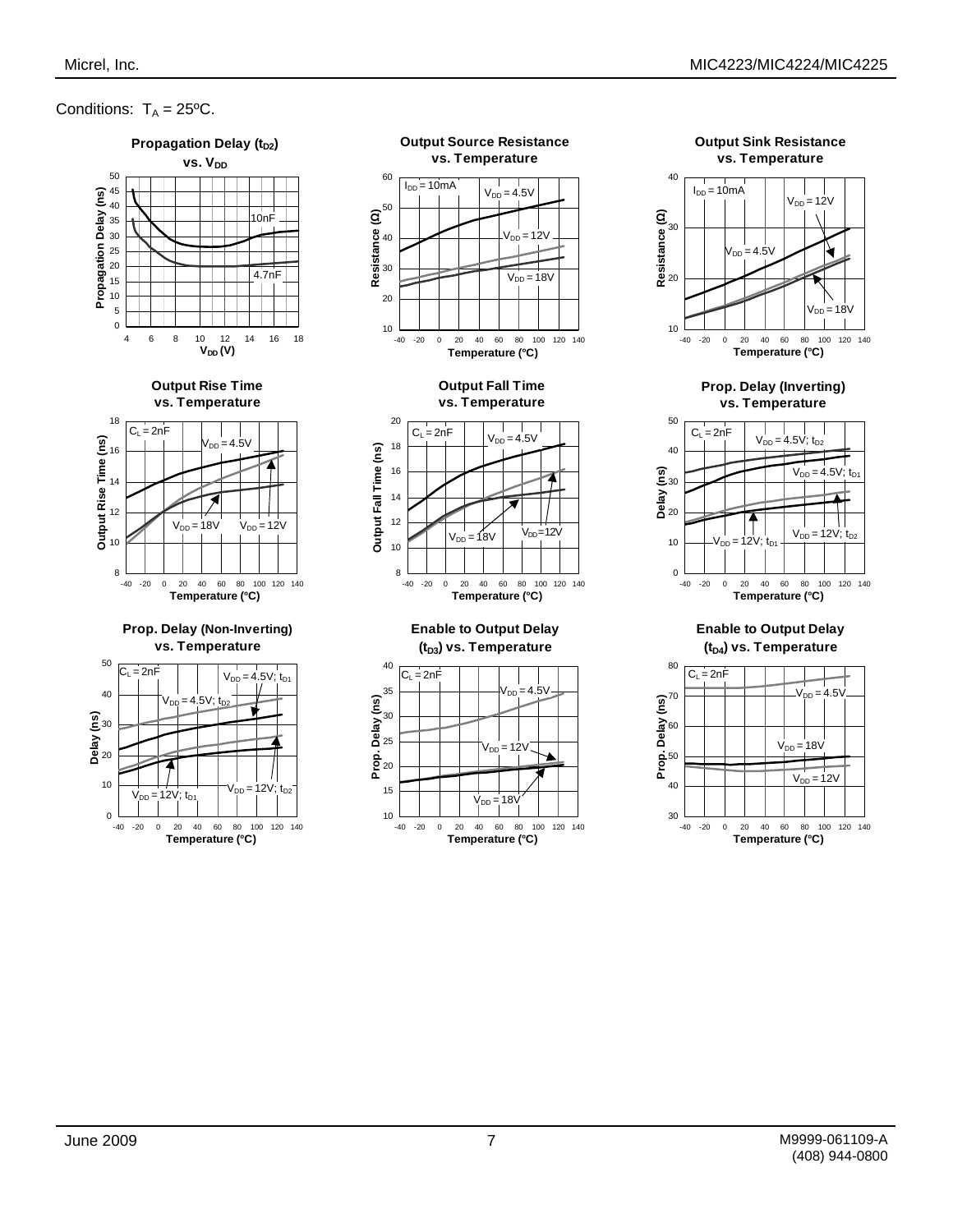Conditions: $T_A = 25^oC$.

**Propagation Delay ($t_{D2}$) vs. $V_{DD}$**

Propagation Delay (ns) vs. $V_{DD}$ (V); curves: 10nF, 4.7nF

**Output Source Resistance vs. Temperature**

$I_{DD} = 10mA$; Resistance (Ω) vs. Temperature (°C); curves: $V_{DD} = 4.5V$, $V_{DD} = 12V$, $V_{DD} = 18V$

**Output Sink Resistance vs. Temperature**

$I_{DD} = 10mA$; Resistance (Ω) vs. Temperature (°C); curves: $V_{DD} = 12V$, $V_{DD} = 4.5V$, $V_{DD} = 18V$

**Output Rise Time vs. Temperature**

$C_L = 2nF$; Output Rise Time (ns) vs. Temperature (°C); curves: $V_{DD} = 4.5V$, $V_{DD} = 18V$, $V_{DD} = 12V$

**Output Fall Time vs. Temperature**

$C_L = 2nF$; Output Fall Time (ns) vs. Temperature (°C); curves: $V_{DD} = 4.5V$, $V_{DD} = 18V$, $V_{DD} = 12V$

**Prop. Delay (Inverting) vs. Temperature**

$C_L = 2nF$; Delay (ns) vs. Temperature (°C); curves: $V_{DD} = 4.5V$; $t_{D2}$, $V_{DD} = 4.5V$; $t_{D1}$, $V_{DD} = 12V$; $t_{D1}$, $V_{DD} = 12V$; $t_{D2}$

**Prop. Delay (Non-Inverting) vs. Temperature**

$C_L = 2nF$; Delay (ns) vs. Temperature (°C); curves: $V_{DD} = 4.5V$; $t_{D1}$, $V_{DD} = 4.5V$; $t_{D2}$, $V_{DD} = 12V$; $t_{D1}$, $V_{DD} = 12V$; $t_{D2}$

**Enable to Output Delay ($t_{D3}$) vs. Temperature**

$C_L = 2nF$; Prop. Delay (ns) vs. Temperature (°C); curves: $V_{DD} = 4.5V$, $V_{DD} = 12V$, $V_{DD} = 18V$

**Enable to Output Delay ($t_{D4}$) vs. Temperature**

$C_L = 2nF$; Prop. Delay (ns) vs. Temperature (°C); curves: $V_{DD} = 4.5V$, $V_{DD} = 18V$, $V_{DD} = 12V$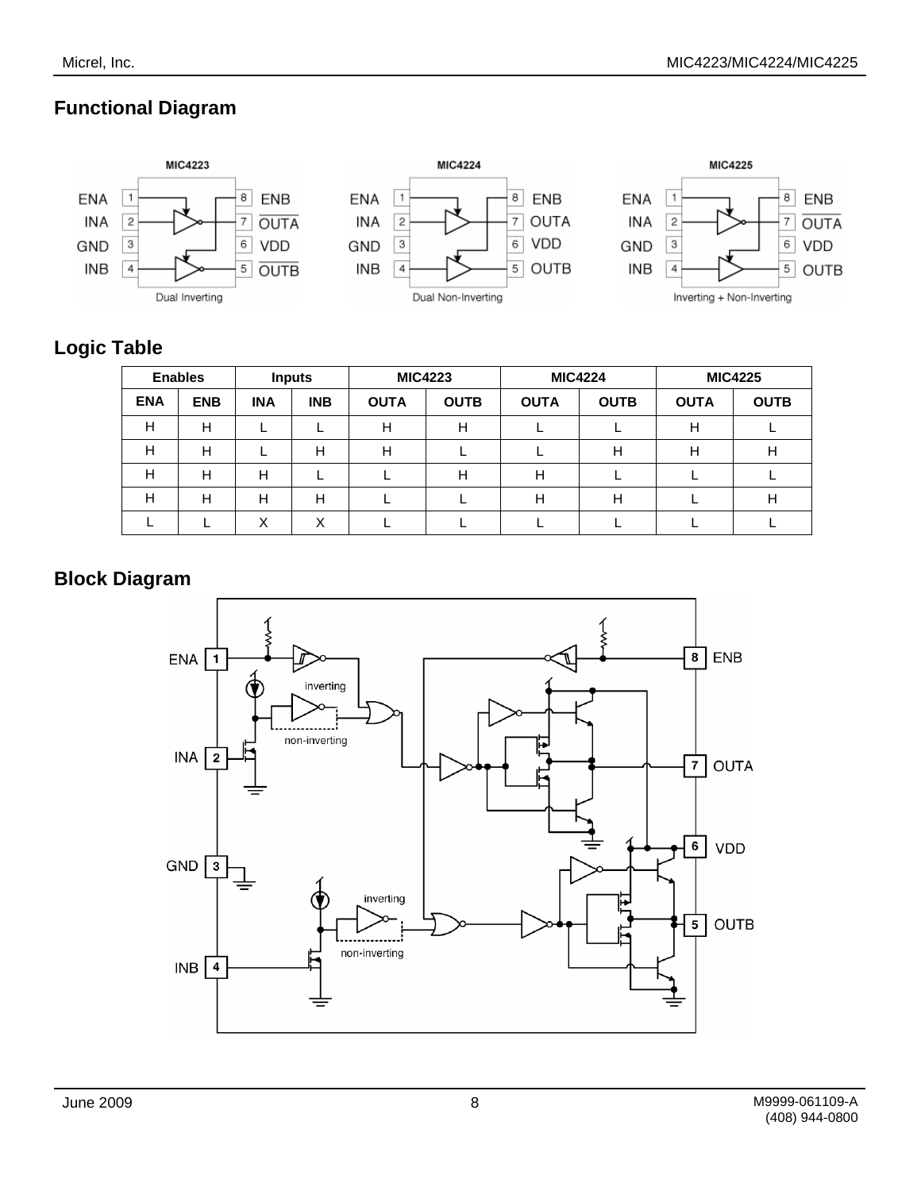## Functional Diagram

## Logic Table

| Enables | | Inputs | | MIC4223 | | MIC4224 | | MIC4225 | |
|---|---|---|---|---|---|---|---|---|---|
| **ENA** | **ENB** | **INA** | **INB** | **OUTA** | **OUTB** | **OUTA** | **OUTB** | **OUTA** | **OUTB** |
| H | H | L | L | H | H | L | L | H | L |
| H | H | L | H | H | L | L | H | H | H |
| H | H | H | L | L | H | H | L | L | L |
| H | H | H | H | L | L | H | H | L | H |
| L | L | X | X | L | L | L | L | L | L |

## Block Diagram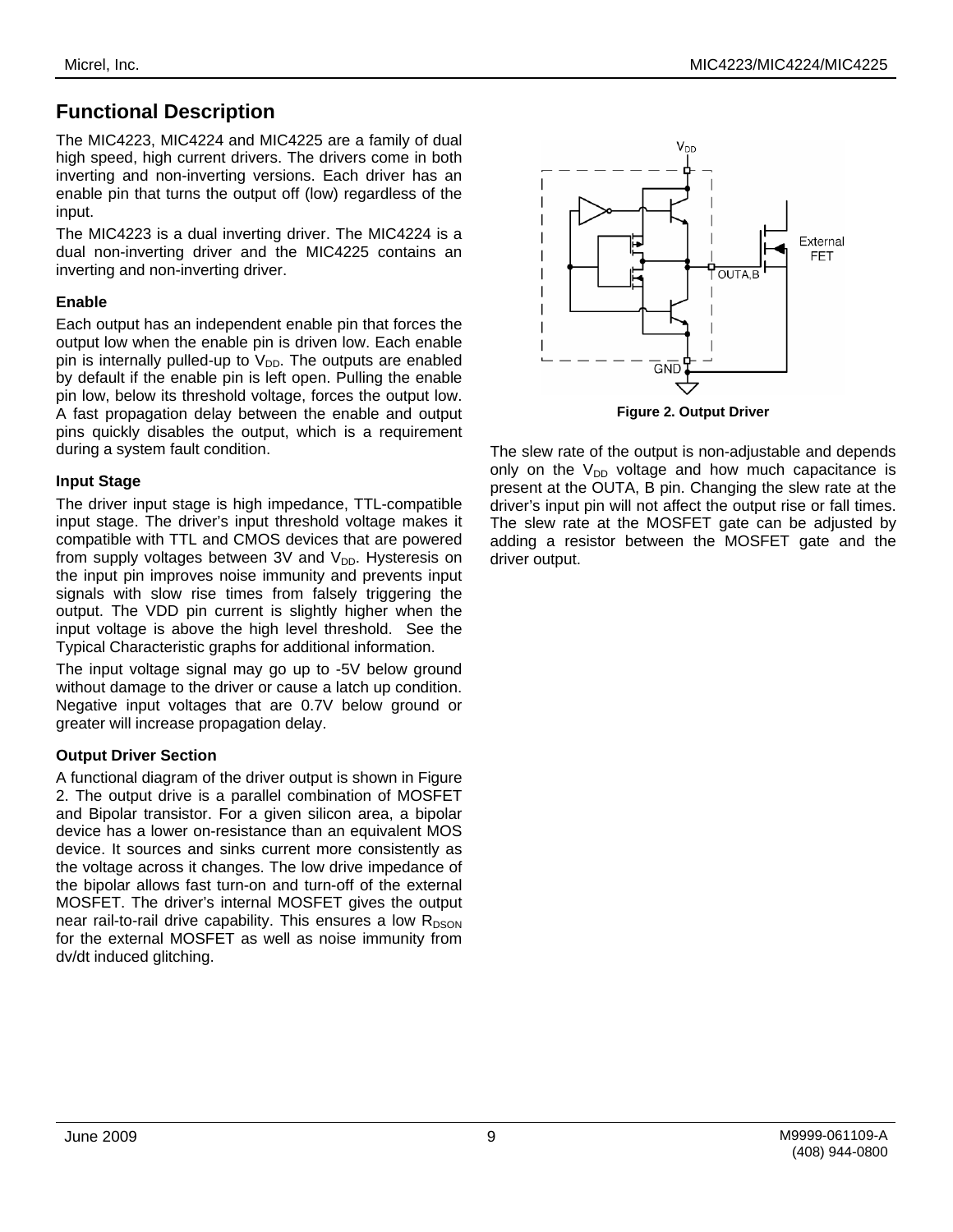## Functional Description

The MIC4223, MIC4224 and MIC4225 are a family of dual high speed, high current drivers. The drivers come in both inverting and non-inverting versions. Each driver has an enable pin that turns the output off (low) regardless of the input.

The MIC4223 is a dual inverting driver. The MIC4224 is a dual non-inverting driver and the MIC4225 contains an inverting and non-inverting driver.

### Enable

Each output has an independent enable pin that forces the output low when the enable pin is driven low. Each enable pin is internally pulled-up to $V_{DD}$. The outputs are enabled by default if the enable pin is left open. Pulling the enable pin low, below its threshold voltage, forces the output low. A fast propagation delay between the enable and output pins quickly disables the output, which is a requirement during a system fault condition.

### Input Stage

The driver input stage is high impedance, TTL-compatible input stage. The driver's input threshold voltage makes it compatible with TTL and CMOS devices that are powered from supply voltages between 3V and $V_{DD}$. Hysteresis on the input pin improves noise immunity and prevents input signals with slow rise times from falsely triggering the output. The VDD pin current is slightly higher when the input voltage is above the high level threshold. See the Typical Characteristic graphs for additional information.

The input voltage signal may go up to -5V below ground without damage to the driver or cause a latch up condition. Negative input voltages that are 0.7V below ground or greater will increase propagation delay.

### Output Driver Section

A functional diagram of the driver output is shown in Figure 2. The output drive is a parallel combination of MOSFET and Bipolar transistor. For a given silicon area, a bipolar device has a lower on-resistance than an equivalent MOS device. It sources and sinks current more consistently as the voltage across it changes. The low drive impedance of the bipolar allows fast turn-on and turn-off of the external MOSFET. The driver's internal MOSFET gives the output near rail-to-rail drive capability. This ensures a low $R_{DSON}$ for the external MOSFET as well as noise immunity from dv/dt induced glitching.

**Figure 2. Output Driver**

The slew rate of the output is non-adjustable and depends only on the $V_{DD}$ voltage and how much capacitance is present at the OUTA, B pin. Changing the slew rate at the driver's input pin will not affect the output rise or fall times. The slew rate at the MOSFET gate can be adjusted by adding a resistor between the MOSFET gate and the driver output.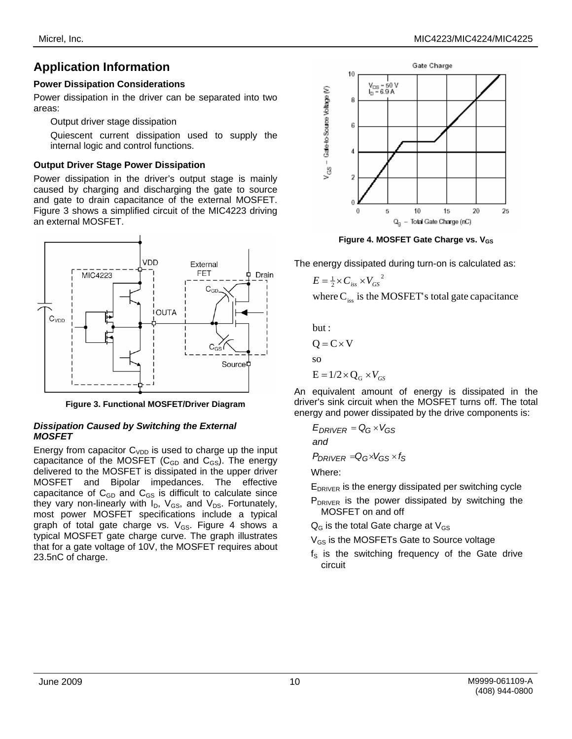## Application Information

### Power Dissipation Considerations

Power dissipation in the driver can be separated into two areas:

Output driver stage dissipation

Quiescent current dissipation used to supply the internal logic and control functions.

### Output Driver Stage Power Dissipation

Power dissipation in the driver's output stage is mainly caused by charging and discharging the gate to source and gate to drain capacitance of the external MOSFET. Figure 3 shows a simplified circuit of the MIC4223 driving an external MOSFET.

**Figure 3. Functional MOSFET/Driver Diagram**

#### *Dissipation Caused by Switching the External MOSFET*

Energy from capacitor $C_{VDD}$ is used to charge up the input capacitance of the MOSFET ($C_{GD}$ and $C_{GS}$). The energy delivered to the MOSFET is dissipated in the upper driver MOSFET and Bipolar impedances. The effective capacitance of $C_{GD}$ and $C_{GS}$ is difficult to calculate since they vary non-linearly with $I_D$, $V_{GS}$, and $V_{DS}$. Fortunately, most power MOSFET specifications include a typical graph of total gate charge vs. $V_{GS}$. Figure 4 shows a typical MOSFET gate charge curve. The graph illustrates that for a gate voltage of 10V, the MOSFET requires about 23.5nC of charge.

**Figure 4. MOSFET Gate Charge vs. $V_{GS}$**

The energy dissipated during turn-on is calculated as:

$$E = \tfrac{1}{2} \times C_{iss} \times V_{GS}^{\ 2}$$

where $C_{iss}$ is the MOSFET's total gate capacitance

but :

$$Q = C \times V$$

so

$$E = 1/2 \times Q_G \times V_{GS}$$

An equivalent amount of energy is dissipated in the driver's sink circuit when the MOSFET turns off. The total energy and power dissipated by the drive components is:

$$E_{DRIVER} = Q_G \times V_{GS}$$

*and*

$$P_{DRIVER} = Q_G \times V_{GS} \times f_S$$

Where:

$E_{DRIVER}$ is the energy dissipated per switching cycle

$P_{DRIVER}$ is the power dissipated by switching the MOSFET on and off

$Q_G$ is the total Gate charge at $V_{GS}$

$V_{GS}$ is the MOSFETs Gate to Source voltage

$f_S$ is the switching frequency of the Gate drive circuit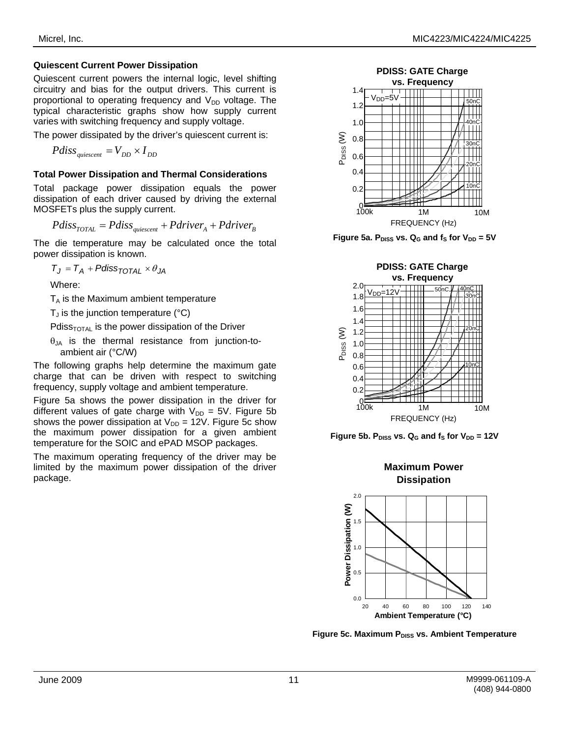### Quiescent Current Power Dissipation

Quiescent current powers the internal logic, level shifting circuitry and bias for the output drivers. This current is proportional to operating frequency and $V_{DD}$ voltage. The typical characteristic graphs show how supply current varies with switching frequency and supply voltage.

The power dissipated by the driver's quiescent current is:

$$Pdiss_{quiescent} = V_{DD} \times I_{DD}$$

### Total Power Dissipation and Thermal Considerations

Total package power dissipation equals the power dissipation of each driver caused by driving the external MOSFETs plus the supply current.

$$Pdiss_{TOTAL} = Pdiss_{quiescent} + Pdriver_A + Pdriver_B$$

The die temperature may be calculated once the total power dissipation is known.

$$T_J = T_A + Pdiss_{TOTAL} \times \theta_{JA}$$

Where:

$T_A$ is the Maximum ambient temperature

$T_J$ is the junction temperature (°C)

$Pdiss_{TOTAL}$ is the power dissipation of the Driver

$\theta_{JA}$ is the thermal resistance from junction-to-ambient air (°C/W)

The following graphs help determine the maximum gate charge that can be driven with respect to switching frequency, supply voltage and ambient temperature.

Figure 5a shows the power dissipation in the driver for different values of gate charge with $V_{DD}$ = 5V. Figure 5b shows the power dissipation at $V_{DD}$ = 12V. Figure 5c show the maximum power dissipation for a given ambient temperature for the SOIC and ePAD MSOP packages.

The maximum operating frequency of the driver may be limited by the maximum power dissipation of the driver package.

**Figure 5a. $P_{DISS}$ vs. $Q_G$ and $f_S$ for $V_{DD}$ = 5V**

**Figure 5b. $P_{DISS}$ vs. $Q_G$ and $f_S$ for $V_{DD}$ = 12V**

**Figure 5c. Maximum $P_{DISS}$ vs. Ambient Temperature**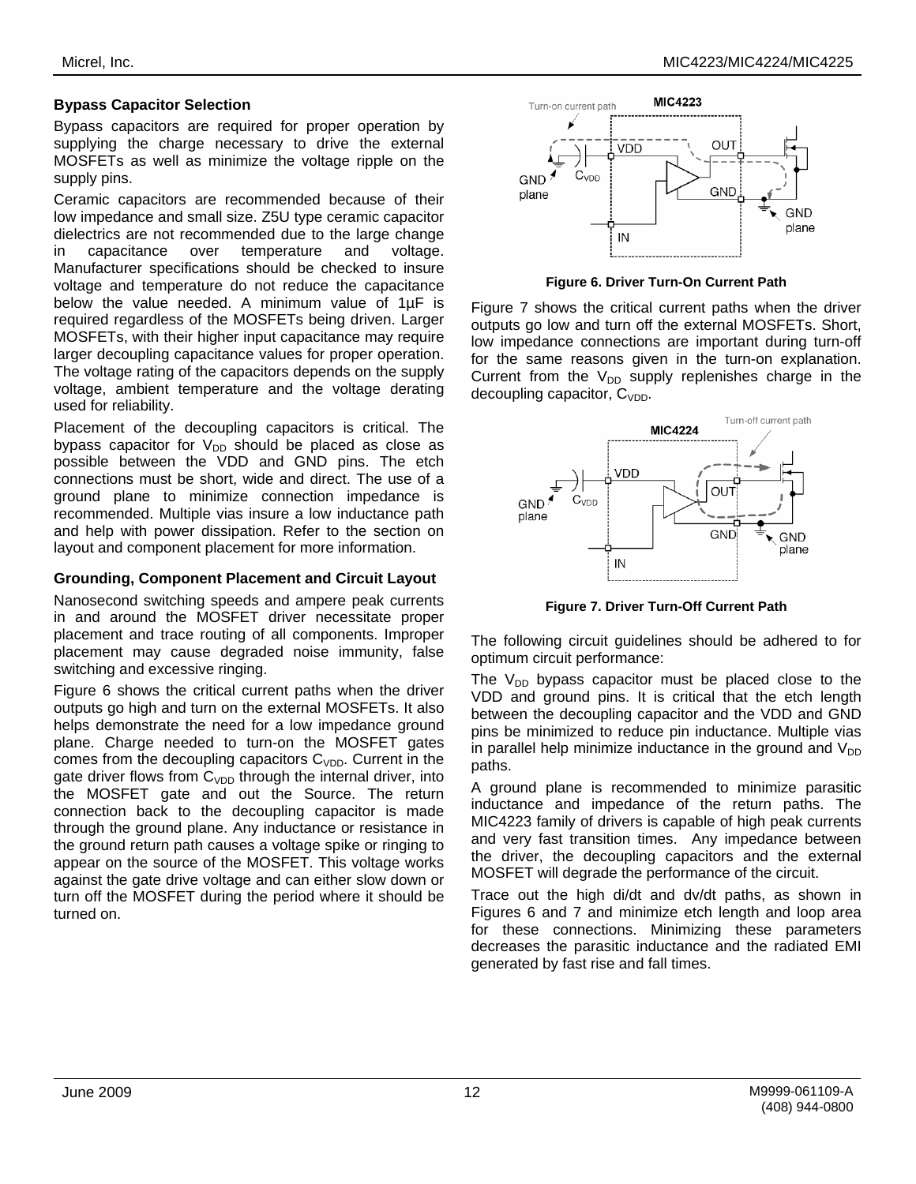### Bypass Capacitor Selection

Bypass capacitors are required for proper operation by supplying the charge necessary to drive the external MOSFETs as well as minimize the voltage ripple on the supply pins.

Ceramic capacitors are recommended because of their low impedance and small size. Z5U type ceramic capacitor dielectrics are not recommended due to the large change in capacitance over temperature and voltage. Manufacturer specifications should be checked to insure voltage and temperature do not reduce the capacitance below the value needed. A minimum value of 1µF is required regardless of the MOSFETs being driven. Larger MOSFETs, with their higher input capacitance may require larger decoupling capacitance values for proper operation. The voltage rating of the capacitors depends on the supply voltage, ambient temperature and the voltage derating used for reliability.

Placement of the decoupling capacitors is critical. The bypass capacitor for $V_{DD}$ should be placed as close as possible between the VDD and GND pins. The etch connections must be short, wide and direct. The use of a ground plane to minimize connection impedance is recommended. Multiple vias insure a low inductance path and help with power dissipation. Refer to the section on layout and component placement for more information.

### Grounding, Component Placement and Circuit Layout

Nanosecond switching speeds and ampere peak currents in and around the MOSFET driver necessitate proper placement and trace routing of all components. Improper placement may cause degraded noise immunity, false switching and excessive ringing.

Figure 6 shows the critical current paths when the driver outputs go high and turn on the external MOSFETs. It also helps demonstrate the need for a low impedance ground plane. Charge needed to turn-on the MOSFET gates comes from the decoupling capacitors $C_{VDD}$. Current in the gate driver flows from $C_{VDD}$ through the internal driver, into the MOSFET gate and out the Source. The return connection back to the decoupling capacitor is made through the ground plane. Any inductance or resistance in the ground return path causes a voltage spike or ringing to appear on the source of the MOSFET. This voltage works against the gate drive voltage and can either slow down or turn off the MOSFET during the period where it should be turned on.

**Figure 6. Driver Turn-On Current Path**

Figure 7 shows the critical current paths when the driver outputs go low and turn off the external MOSFETs. Short, low impedance connections are important during turn-off for the same reasons given in the turn-on explanation. Current from the $V_{DD}$ supply replenishes charge in the decoupling capacitor, $C_{VDD}$.

**Figure 7. Driver Turn-Off Current Path**

The following circuit guidelines should be adhered to for optimum circuit performance:

The $V_{DD}$ bypass capacitor must be placed close to the VDD and ground pins. It is critical that the etch length between the decoupling capacitor and the VDD and GND pins be minimized to reduce pin inductance. Multiple vias in parallel help minimize inductance in the ground and $V_{DD}$ paths.

A ground plane is recommended to minimize parasitic inductance and impedance of the return paths. The MIC4223 family of drivers is capable of high peak currents and very fast transition times. Any impedance between the driver, the decoupling capacitors and the external MOSFET will degrade the performance of the circuit.

Trace out the high di/dt and dv/dt paths, as shown in Figures 6 and 7 and minimize etch length and loop area for these connections. Minimizing these parameters decreases the parasitic inductance and the radiated EMI generated by fast rise and fall times.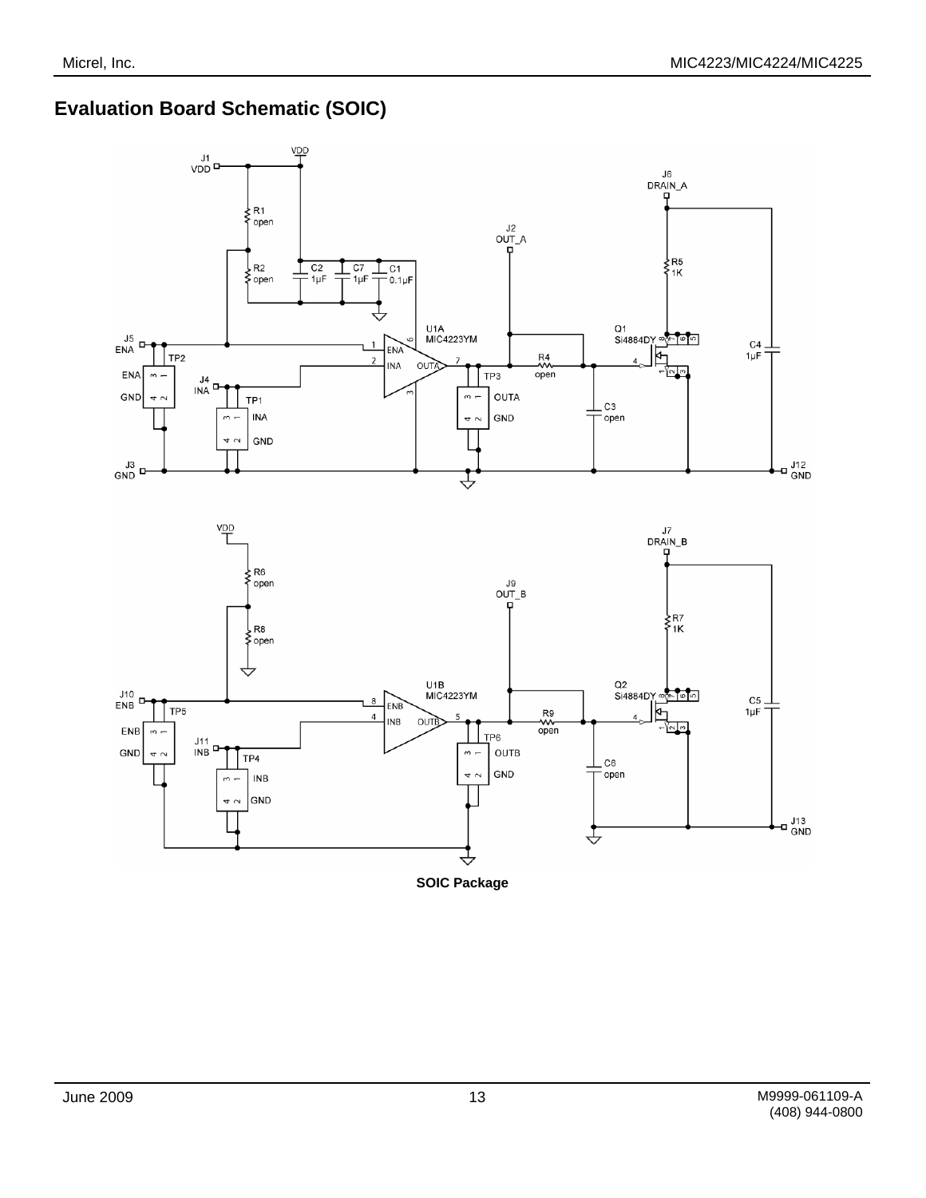## Evaluation Board Schematic (SOIC)

**SOIC Package**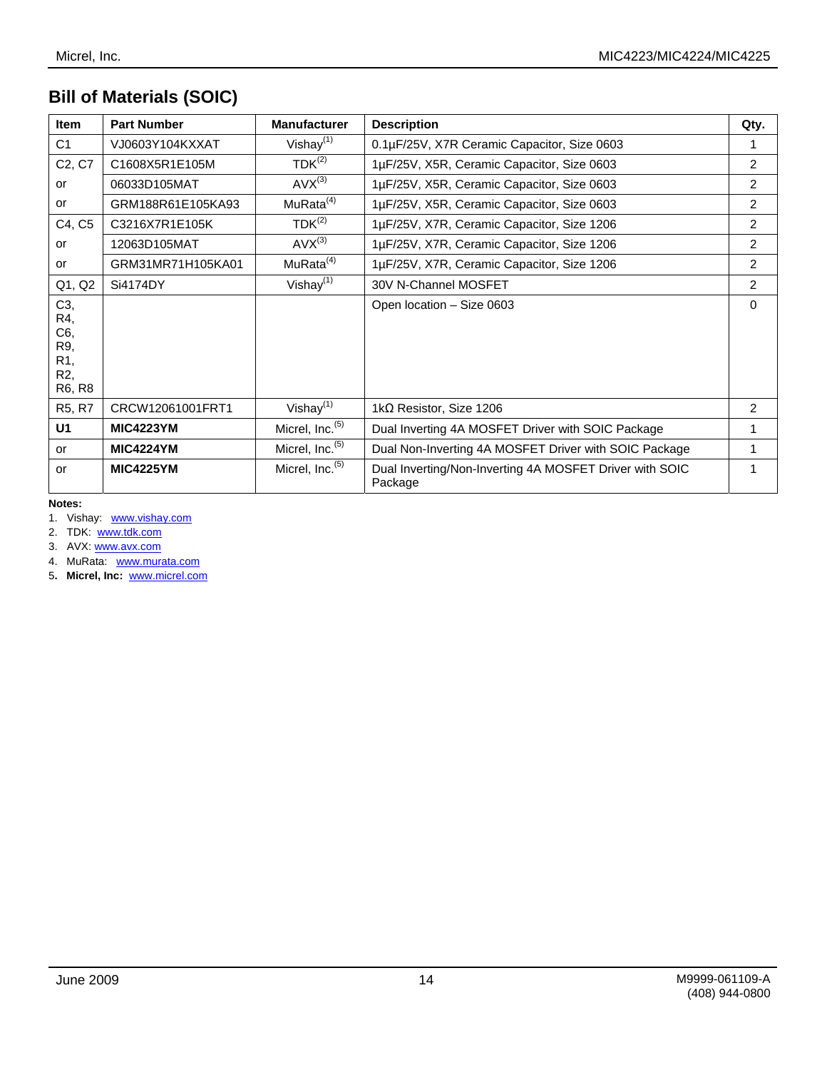## Bill of Materials (SOIC)

| Item | Part Number | Manufacturer | Description | Qty. |
|---|---|---|---|---|
| C1 | VJ0603Y104KXXAT | Vishay[1] | 0.1µF/25V, X7R Ceramic Capacitor, Size 0603 | 1 |
| C2, C7 | C1608X5R1E105M | TDK[2] | 1µF/25V, X5R, Ceramic Capacitor, Size 0603 | 2 |
| or | 06033D105MAT | AVX[3] | 1µF/25V, X5R, Ceramic Capacitor, Size 0603 | 2 |
| or | GRM188R61E105KA93 | MuRata[4] | 1µF/25V, X5R, Ceramic Capacitor, Size 0603 | 2 |
| C4, C5 | C3216X7R1E105K | TDK[2] | 1µF/25V, X7R, Ceramic Capacitor, Size 1206 | 2 |
| or | 12063D105MAT | AVX[3] | 1µF/25V, X7R, Ceramic Capacitor, Size 1206 | 2 |
| or | GRM31MR71H105KA01 | MuRata[4] | 1µF/25V, X7R, Ceramic Capacitor, Size 1206 | 2 |
| Q1, Q2 | Si4174DY | Vishay[1] | 30V N-Channel MOSFET | 2 |
| C3, R4, C6, R9, R1, R2, R6, R8 | | | Open location – Size 0603 | 0 |
| R5, R7 | CRCW12061001FRT1 | Vishay[1] | 1kΩ Resistor, Size 1206 | 2 |
| **U1** | **MIC4223YM** | Micrel, Inc.[5] | Dual Inverting 4A MOSFET Driver with SOIC Package | 1 |
| or | **MIC4224YM** | Micrel, Inc.[5] | Dual Non-Inverting 4A MOSFET Driver with SOIC Package | 1 |
| or | **MIC4225YM** | Micrel, Inc.[5] | Dual Inverting/Non-Inverting 4A MOSFET Driver with SOIC Package | 1 |

**Notes:**

1. Vishay: www.vishay.com
2. TDK: www.tdk.com
3. AVX: www.avx.com
4. MuRata: www.murata.com
5. **Micrel, Inc:** www.micrel.com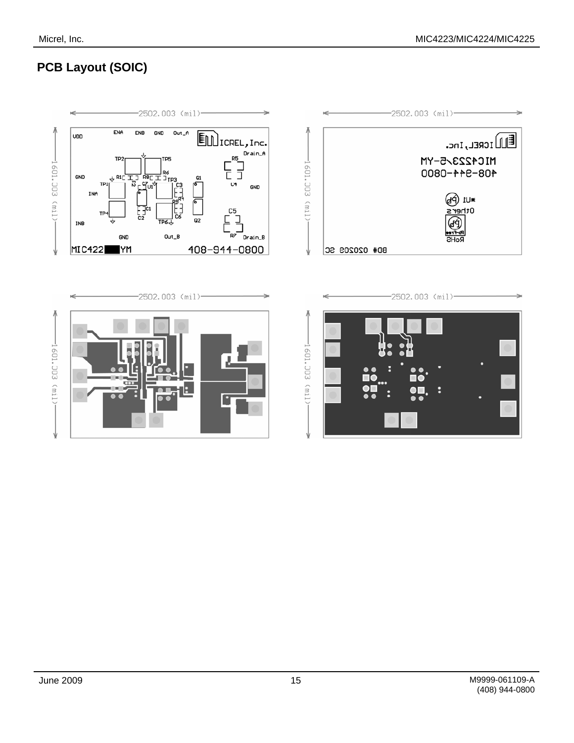## PCB Layout (SOIC)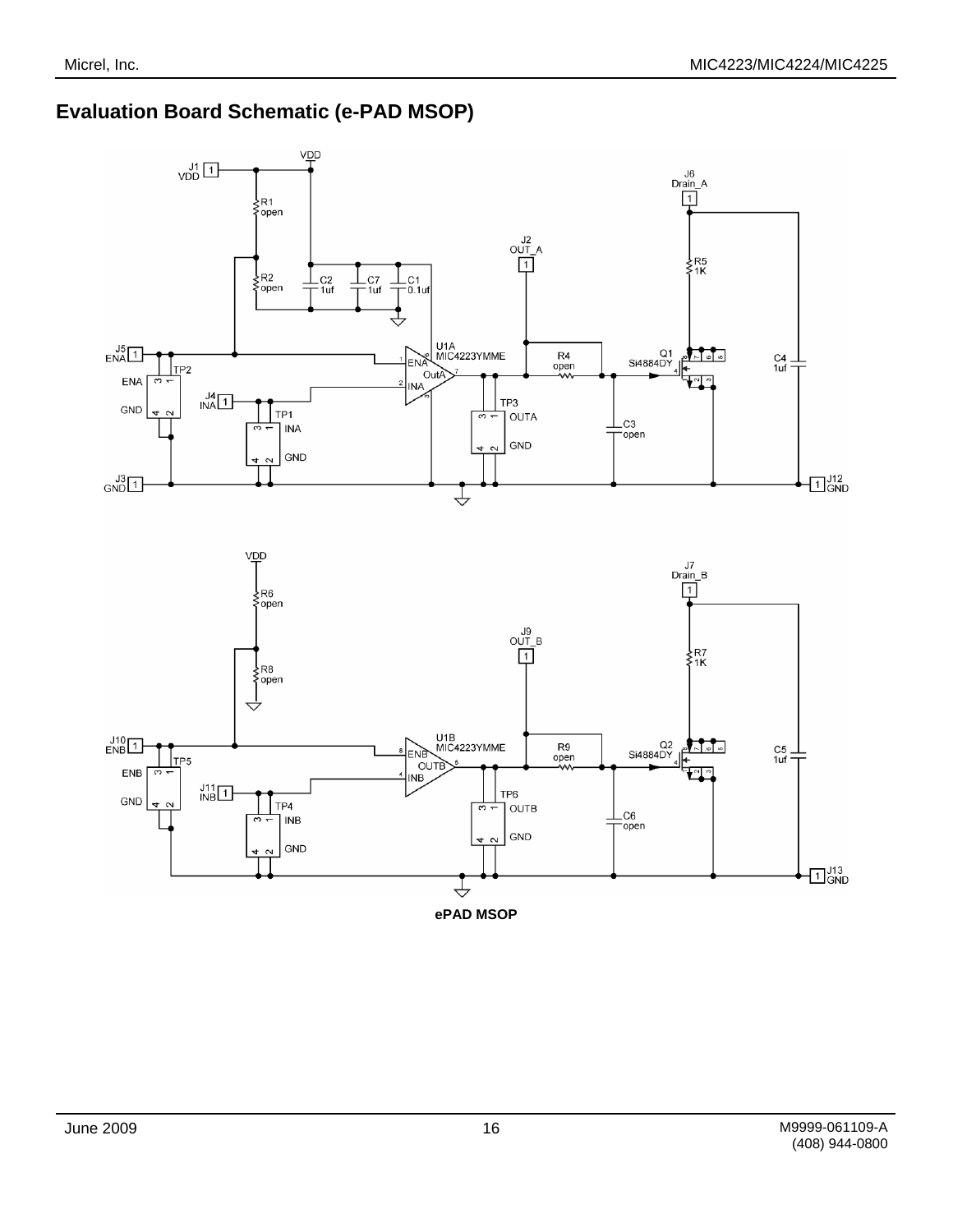## Evaluation Board Schematic (e-PAD MSOP)

ePAD MSOP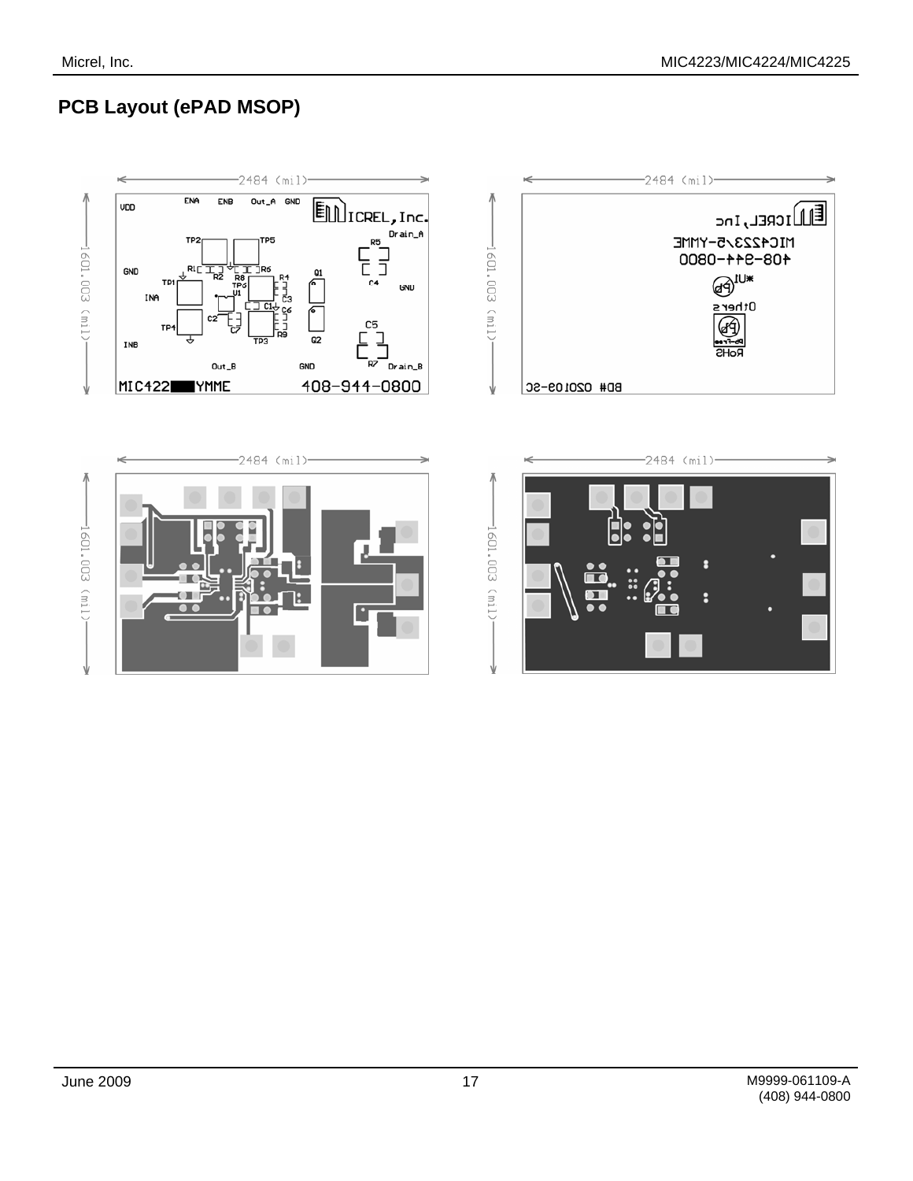## PCB Layout (ePAD MSOP)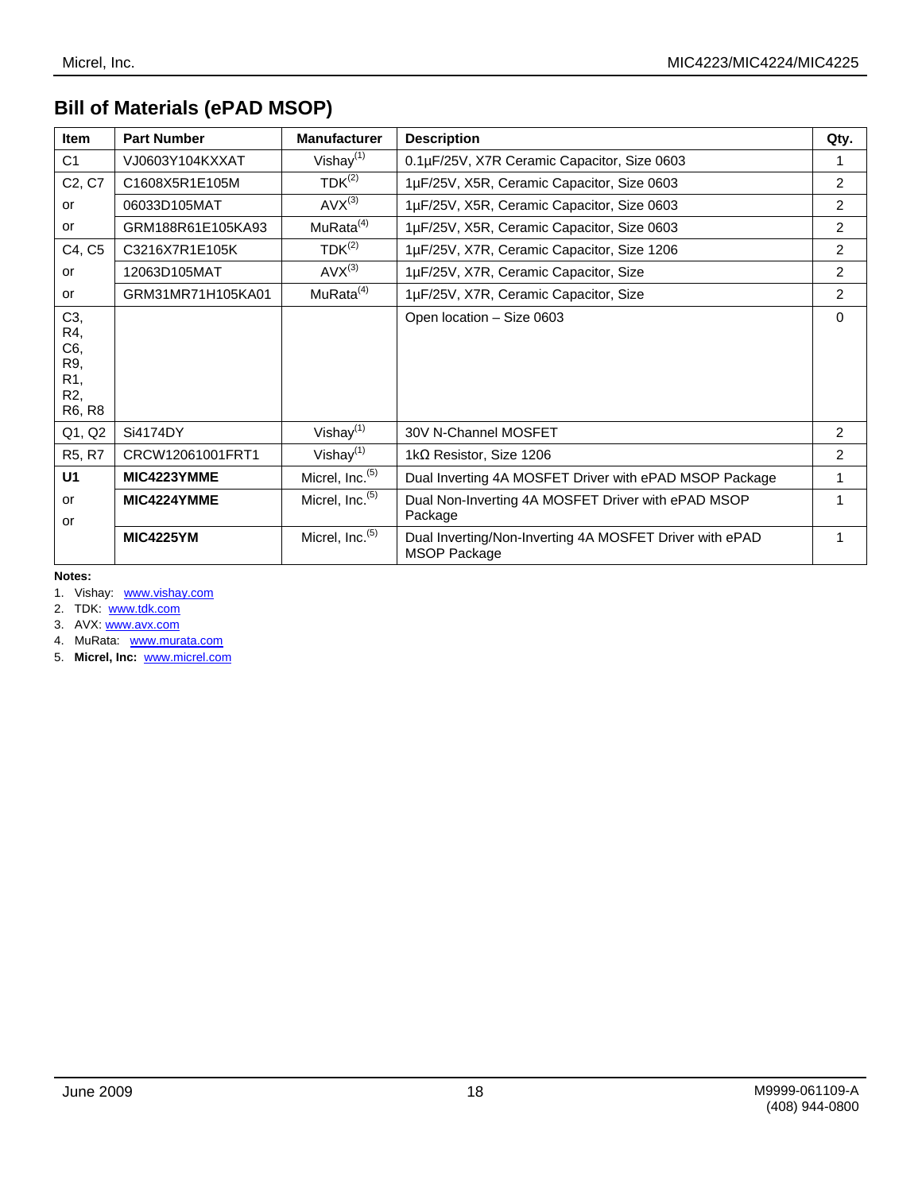## Bill of Materials (ePAD MSOP)

| Item | Part Number | Manufacturer | Description | Qty. |
|---|---|---|---|---|
| C1 | VJ0603Y104KXXAT | Vishay[1] | 0.1µF/25V, X7R Ceramic Capacitor, Size 0603 | 1 |
| C2, C7 | C1608X5R1E105M | TDK[2] | 1µF/25V, X5R, Ceramic Capacitor, Size 0603 | 2 |
| or | 06033D105MAT | AVX[3] | 1µF/25V, X5R, Ceramic Capacitor, Size 0603 | 2 |
| or | GRM188R61E105KA93 | MuRata[4] | 1µF/25V, X5R, Ceramic Capacitor, Size 0603 | 2 |
| C4, C5 | C3216X7R1E105K | TDK[2] | 1µF/25V, X7R, Ceramic Capacitor, Size 1206 | 2 |
| or | 12063D105MAT | AVX[3] | 1µF/25V, X7R, Ceramic Capacitor, Size | 2 |
| or | GRM31MR71H105KA01 | MuRata[4] | 1µF/25V, X7R, Ceramic Capacitor, Size | 2 |
| C3, R4, C6, R9, R1, R2, R6, R8 | | | Open location – Size 0603 | 0 |
| Q1, Q2 | Si4174DY | Vishay[1] | 30V N-Channel MOSFET | 2 |
| R5, R7 | CRCW12061001FRT1 | Vishay[1] | 1kΩ Resistor, Size 1206 | 2 |
| **U1** | **MIC4223YMME** | Micrel, Inc.[5] | Dual Inverting 4A MOSFET Driver with ePAD MSOP Package | 1 |
| or | **MIC4224YMME** | Micrel, Inc.[5] | Dual Non-Inverting 4A MOSFET Driver with ePAD MSOP Package | 1 |
| or | **MIC4225YM** | Micrel, Inc.[5] | Dual Inverting/Non-Inverting 4A MOSFET Driver with ePAD MSOP Package | 1 |

**Notes:**

1. Vishay: www.vishay.com
2. TDK: www.tdk.com
3. AVX: www.avx.com
4. MuRata: www.murata.com
5. **Micrel, Inc:** www.micrel.com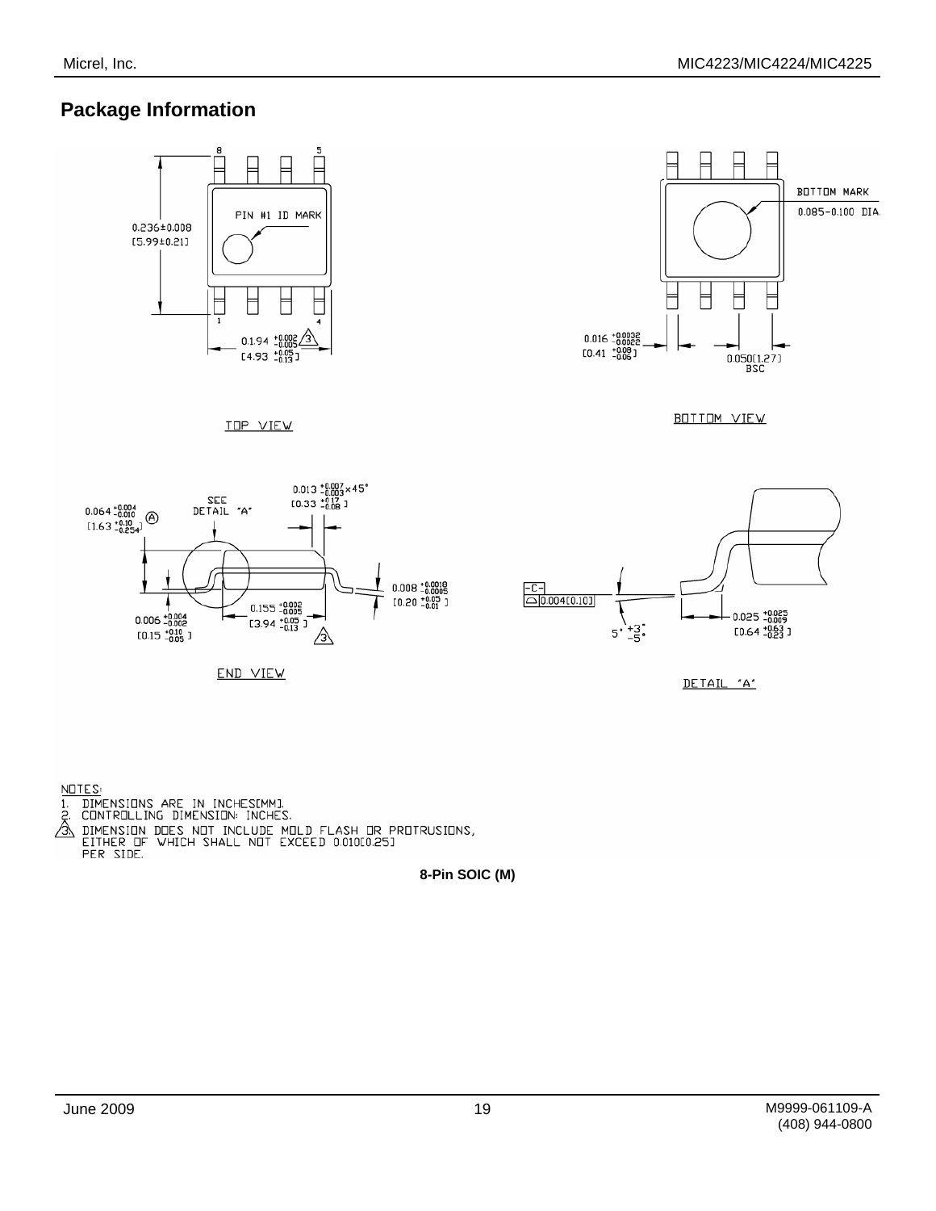## Package Information

TOP VIEW

BOTTOM VIEW

END VIEW

DETAIL "A"

NOTES:
1. DIMENSIONS ARE IN INCHES[MM].
2. CONTROLLING DIMENSION: INCHES.
3. DIMENSION DOES NOT INCLUDE MOLD FLASH OR PROTRUSIONS, EITHER OF WHICH SHALL NOT EXCEED 0.010[0.25] PER SIDE.

**8-Pin SOIC (M)**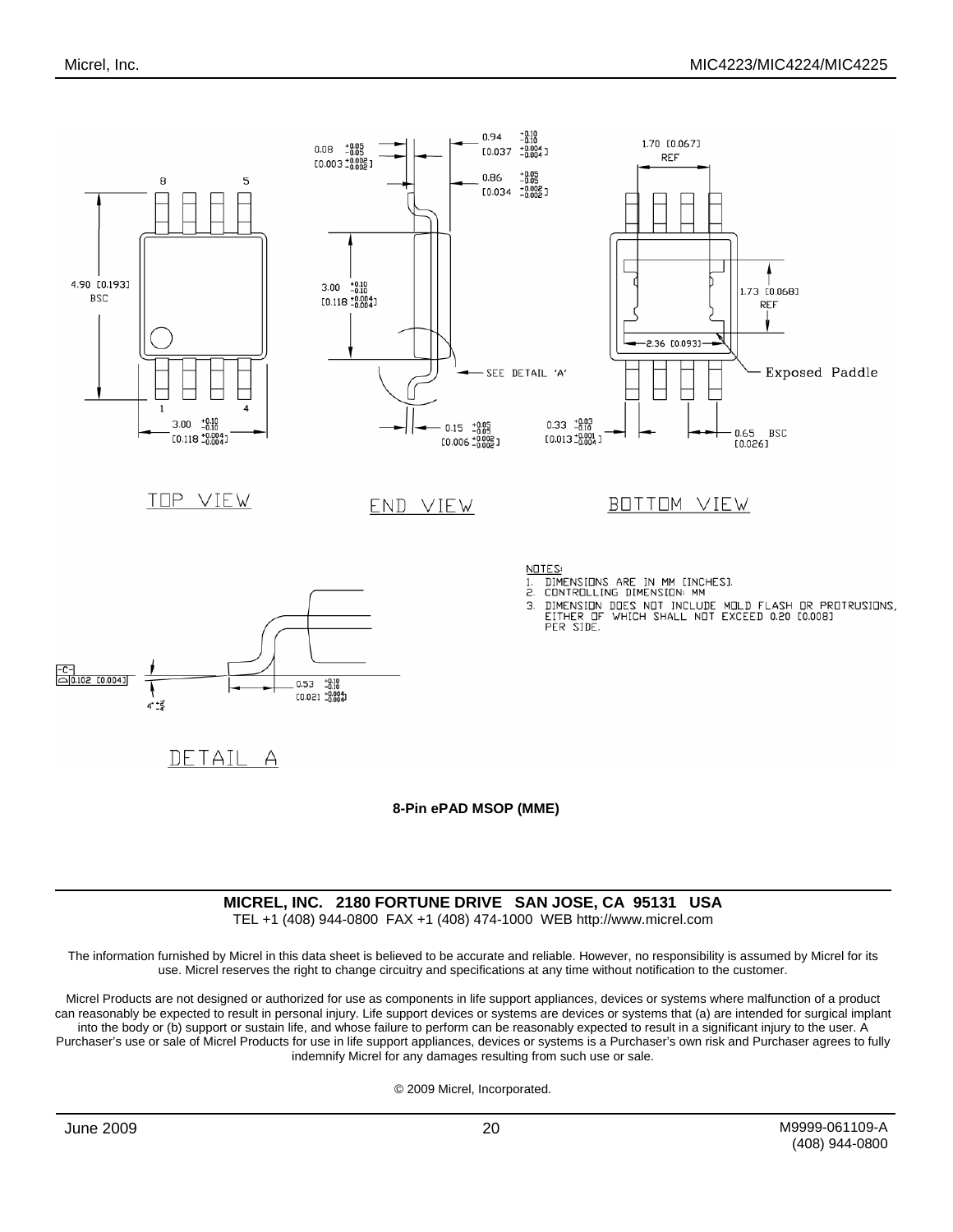TOP VIEW

END VIEW

BOTTOM VIEW

DETAIL A

NOTES:
1. DIMENSIONS ARE IN MM [INCHES].
2. CONTROLLING DIMENSION: MM
3. DIMENSION DOES NOT INCLUDE MOLD FLASH OR PROTRUSIONS, EITHER OF WHICH SHALL NOT EXCEED 0.20 [0.008] PER SIDE.

**8-Pin ePAD MSOP (MME)**

**MICREL, INC. 2180 FORTUNE DRIVE SAN JOSE, CA 95131 USA**

TEL +1 (408) 944-0800 FAX +1 (408) 474-1000 WEB http://www.micrel.com

The information furnished by Micrel in this data sheet is believed to be accurate and reliable. However, no responsibility is assumed by Micrel for its use. Micrel reserves the right to change circuitry and specifications at any time without notification to the customer.

Micrel Products are not designed or authorized for use as components in life support appliances, devices or systems where malfunction of a product can reasonably be expected to result in personal injury. Life support devices or systems are devices or systems that (a) are intended for surgical implant into the body or (b) support or sustain life, and whose failure to perform can be reasonably expected to result in a significant injury to the user. A Purchaser's use or sale of Micrel Products for use in life support appliances, devices or systems is a Purchaser's own risk and Purchaser agrees to fully indemnify Micrel for any damages resulting from such use or sale.

© 2009 Micrel, Incorporated.